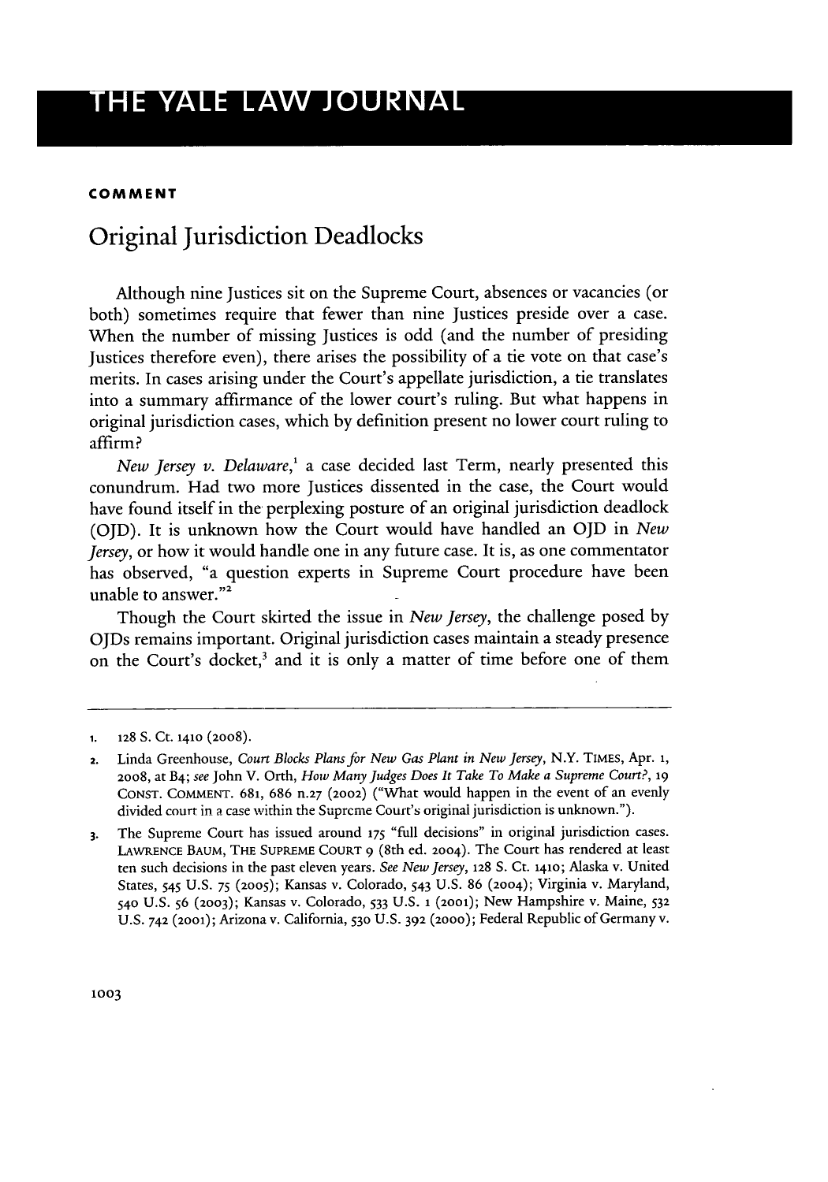**COMMENT**

# Original Jurisdiction Deadlocks

Although nine Justices sit on the Supreme Court, absences or vacancies (or both) sometimes require that fewer than nine Justices preside over a case. When the number of missing Justices is odd (and the number of presiding Justices therefore even), there arises the possibility of a tie vote on that case's merits. In cases arising under the Court's appellate jurisdiction, a tie translates into a summary affirmance of the lower court's ruling. But what happens in original jurisdiction cases, which by definition present no lower court ruling to affirm?

*New Jersey v. Delaware*,[1] a case decided last Term, nearly presented this conundrum. Had two more Justices dissented in the case, the Court would have found itself in the perplexing posture of an original jurisdiction deadlock (OJD). It is unknown how the Court would have handled an OJD in *New Jersey*, or how it would handle one in any future case. It is, as one commentator has observed, "a question experts in Supreme Court procedure have been unable to answer."[2]

Though the Court skirted the issue in *New Jersey*, the challenge posed by OJDs remains important. Original jurisdiction cases maintain a steady presence on the Court's docket,[3] and it is only a matter of time before one of them

---

1. 128 S. Ct. 1410 (2008).

2. Linda Greenhouse, *Court Blocks Plans for New Gas Plant in New Jersey*, N.Y. TIMES, Apr. 1, 2008, at B4; *see* John V. Orth, *How Many Judges Does It Take To Make a Supreme Court?*, 19 CONST. COMMENT. 681, 686 n.27 (2002) ("What would happen in the event of an evenly divided court in a case within the Supreme Court's original jurisdiction is unknown.").

3. The Supreme Court has issued around 175 "full decisions" in original jurisdiction cases. LAWRENCE BAUM, THE SUPREME COURT 9 (8th ed. 2004). The Court has rendered at least ten such decisions in the past eleven years. *See New Jersey*, 128 S. Ct. 1410; Alaska v. United States, 545 U.S. 75 (2005); Kansas v. Colorado, 543 U.S. 86 (2004); Virginia v. Maryland, 540 U.S. 56 (2003); Kansas v. Colorado, 533 U.S. 1 (2001); New Hampshire v. Maine, 532 U.S. 742 (2001); Arizona v. California, 530 U.S. 392 (2000); Federal Republic of Germany v.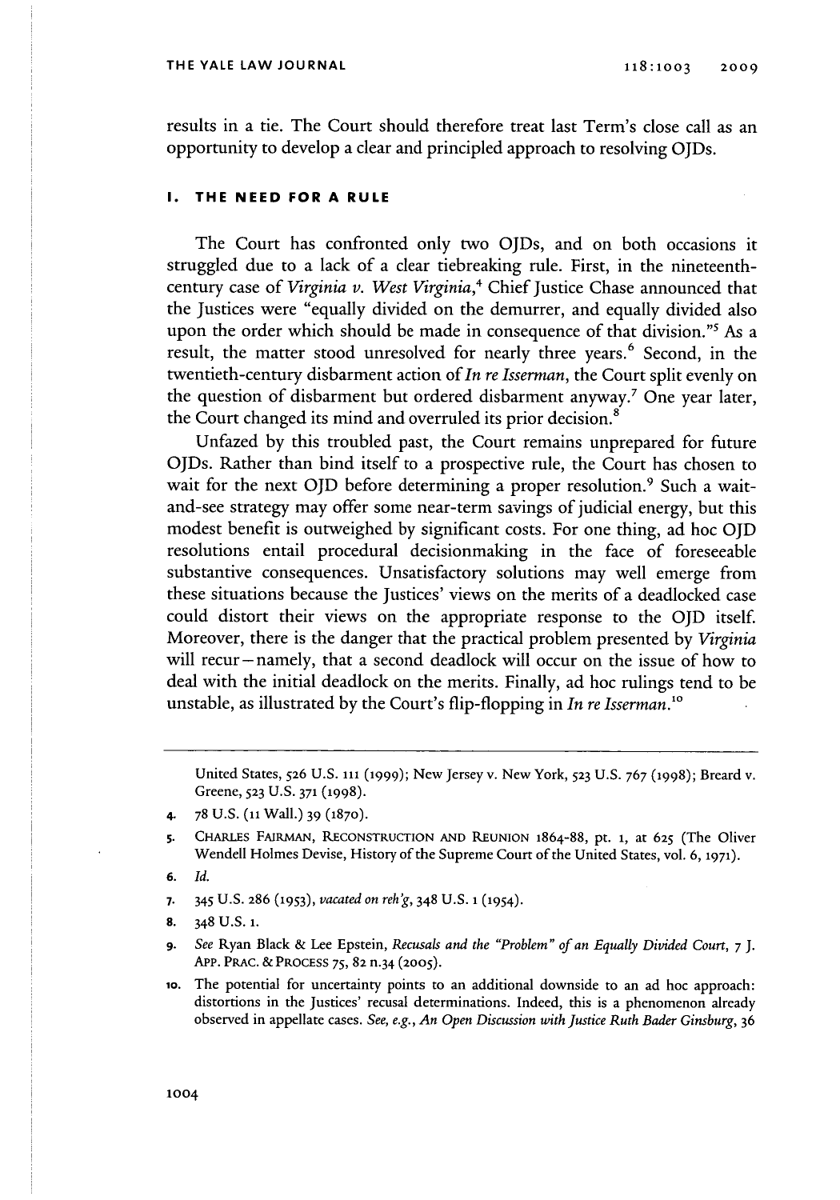results in a tie. The Court should therefore treat last Term's close call as an opportunity to develop a clear and principled approach to resolving OJDs.

## I. THE NEED FOR A RULE

The Court has confronted only two OJDs, and on both occasions it struggled due to a lack of a clear tiebreaking rule. First, in the nineteenth-century case of *Virginia v. West Virginia*,[4] Chief Justice Chase announced that the Justices were "equally divided on the demurrer, and equally divided also upon the order which should be made in consequence of that division."[5] As a result, the matter stood unresolved for nearly three years.[6] Second, in the twentieth-century disbarment action of *In re Isserman*, the Court split evenly on the question of disbarment but ordered disbarment anyway.[7] One year later, the Court changed its mind and overruled its prior decision.[8]

Unfazed by this troubled past, the Court remains unprepared for future OJDs. Rather than bind itself to a prospective rule, the Court has chosen to wait for the next OJD before determining a proper resolution.[9] Such a wait-and-see strategy may offer some near-term savings of judicial energy, but this modest benefit is outweighed by significant costs. For one thing, ad hoc OJD resolutions entail procedural decisionmaking in the face of foreseeable substantive consequences. Unsatisfactory solutions may well emerge from these situations because the Justices' views on the merits of a deadlocked case could distort their views on the appropriate response to the OJD itself. Moreover, there is the danger that the practical problem presented by *Virginia* will recur—namely, that a second deadlock will occur on the issue of how to deal with the initial deadlock on the merits. Finally, ad hoc rulings tend to be unstable, as illustrated by the Court's flip-flopping in *In re Isserman*.[10]

---

United States, 526 U.S. 111 (1999); New Jersey v. New York, 523 U.S. 767 (1998); Breard v. Greene, 523 U.S. 371 (1998).

4. 78 U.S. (11 Wall.) 39 (1870).
5. CHARLES FAIRMAN, RECONSTRUCTION AND REUNION 1864-88, pt. 1, at 625 (The Oliver Wendell Holmes Devise, History of the Supreme Court of the United States, vol. 6, 1971).
6. *Id.*
7. 345 U.S. 286 (1953), *vacated on reh'g*, 348 U.S. 1 (1954).
8. 348 U.S. 1.
9. *See* Ryan Black & Lee Epstein, *Recusals and the "Problem" of an Equally Divided Court*, 7 J. APP. PRAC. & PROCESS 75, 82 n.34 (2005).
10. The potential for uncertainty points to an additional downside to an ad hoc approach: distortions in the Justices' recusal determinations. Indeed, this is a phenomenon already observed in appellate cases. *See, e.g.*, *An Open Discussion with Justice Ruth Bader Ginsburg*, 36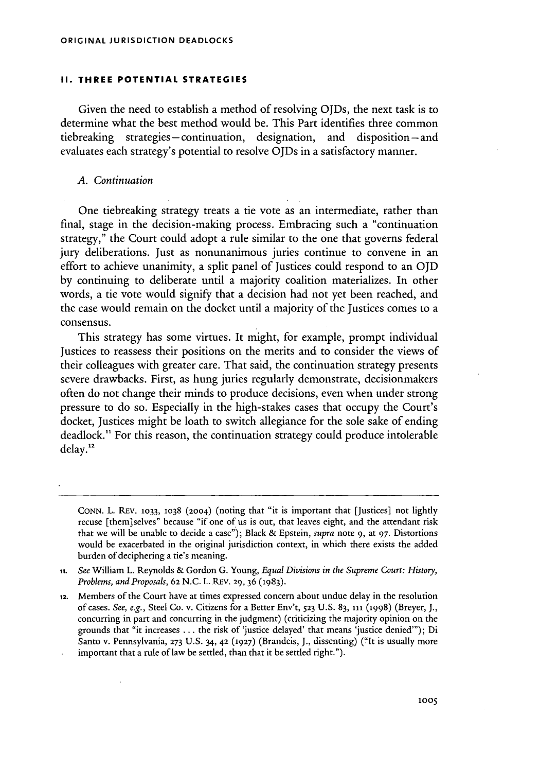## II. THREE POTENTIAL STRATEGIES

Given the need to establish a method of resolving OJDs, the next task is to determine what the best method would be. This Part identifies three common tiebreaking strategies—continuation, designation, and disposition—and evaluates each strategy's potential to resolve OJDs in a satisfactory manner.

### *A. Continuation*

One tiebreaking strategy treats a tie vote as an intermediate, rather than final, stage in the decision-making process. Embracing such a "continuation strategy," the Court could adopt a rule similar to the one that governs federal jury deliberations. Just as nonunanimous juries continue to convene in an effort to achieve unanimity, a split panel of Justices could respond to an OJD by continuing to deliberate until a majority coalition materializes. In other words, a tie vote would signify that a decision had not yet been reached, and the case would remain on the docket until a majority of the Justices comes to a consensus.

This strategy has some virtues. It might, for example, prompt individual Justices to reassess their positions on the merits and to consider the views of their colleagues with greater care. That said, the continuation strategy presents severe drawbacks. First, as hung juries regularly demonstrate, decisionmakers often do not change their minds to produce decisions, even when under strong pressure to do so. Especially in the high-stakes cases that occupy the Court's docket, Justices might be loath to switch allegiance for the sole sake of ending deadlock.[11] For this reason, the continuation strategy could produce intolerable delay.[12]

---

CONN. L. REV. 1033, 1038 (2004) (noting that "it is important that [Justices] not lightly recuse [them]selves" because "if one of us is out, that leaves eight, and the attendant risk that we will be unable to decide a case"); Black & Epstein, *supra* note 9, at 97. Distortions would be exacerbated in the original jurisdiction context, in which there exists the added burden of deciphering a tie's meaning.

11. *See* William L. Reynolds & Gordon G. Young, *Equal Divisions in the Supreme Court: History, Problems, and Proposals*, 62 N.C. L. REV. 29, 36 (1983).

12. Members of the Court have at times expressed concern about undue delay in the resolution of cases. *See, e.g.*, Steel Co. v. Citizens for a Better Env't, 523 U.S. 83, 111 (1998) (Breyer, J., concurring in part and concurring in the judgment) (criticizing the majority opinion on the grounds that "it increases . . . the risk of 'justice delayed' that means 'justice denied'"); Di Santo v. Pennsylvania, 273 U.S. 34, 42 (1927) (Brandeis, J., dissenting) ("It is usually more important that a rule of law be settled, than that it be settled right.").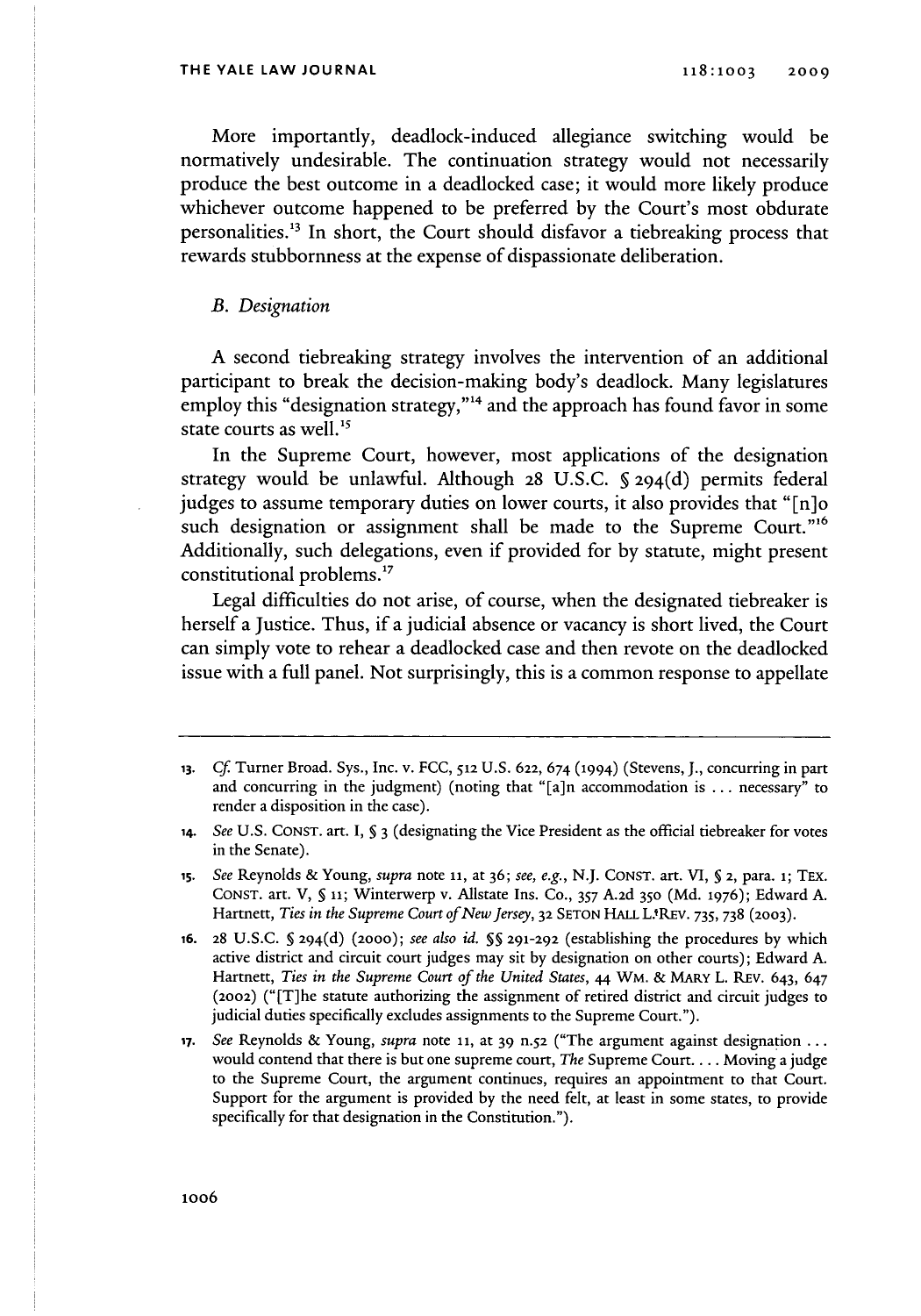More importantly, deadlock-induced allegiance switching would be normatively undesirable. The continuation strategy would not necessarily produce the best outcome in a deadlocked case; it would more likely produce whichever outcome happened to be preferred by the Court's most obdurate personalities.[13] In short, the Court should disfavor a tiebreaking process that rewards stubbornness at the expense of dispassionate deliberation.

### *B. Designation*

A second tiebreaking strategy involves the intervention of an additional participant to break the decision-making body's deadlock. Many legislatures employ this "designation strategy,"[14] and the approach has found favor in some state courts as well.[15]

In the Supreme Court, however, most applications of the designation strategy would be unlawful. Although 28 U.S.C. § 294(d) permits federal judges to assume temporary duties on lower courts, it also provides that "[n]o such designation or assignment shall be made to the Supreme Court."[16] Additionally, such delegations, even if provided for by statute, might present constitutional problems.[17]

Legal difficulties do not arise, of course, when the designated tiebreaker is herself a Justice. Thus, if a judicial absence or vacancy is short lived, the Court can simply vote to rehear a deadlocked case and then revote on the deadlocked issue with a full panel. Not surprisingly, this is a common response to appellate

---

13. *Cf.* Turner Broad. Sys., Inc. v. FCC, 512 U.S. 622, 674 (1994) (Stevens, J., concurring in part and concurring in the judgment) (noting that "[a]n accommodation is . . . necessary" to render a disposition in the case).

14. *See* U.S. CONST. art. I, § 3 (designating the Vice President as the official tiebreaker for votes in the Senate).

15. *See* Reynolds & Young, *supra* note 11, at 36; *see, e.g.*, N.J. CONST. art. VI, § 2, para. 1; TEX. CONST. art. V, § 11; Winterwerp v. Allstate Ins. Co., 357 A.2d 350 (Md. 1976); Edward A. Hartnett, *Ties in the Supreme Court of New Jersey*, 32 SETON HALL L. REV. 735, 738 (2003).

16. 28 U.S.C. § 294(d) (2000); *see also id.* §§ 291-292 (establishing the procedures by which active district and circuit court judges may sit by designation on other courts); Edward A. Hartnett, *Ties in the Supreme Court of the United States*, 44 WM. & MARY L. REV. 643, 647 (2002) ("[T]he statute authorizing the assignment of retired district and circuit judges to judicial duties specifically excludes assignments to the Supreme Court.").

17. *See* Reynolds & Young, *supra* note 11, at 39 n.52 ("The argument against designation . . . would contend that there is but one supreme court, *The* Supreme Court. . . . Moving a judge to the Supreme Court, the argument continues, requires an appointment to that Court. Support for the argument is provided by the need felt, at least in some states, to provide specifically for that designation in the Constitution.").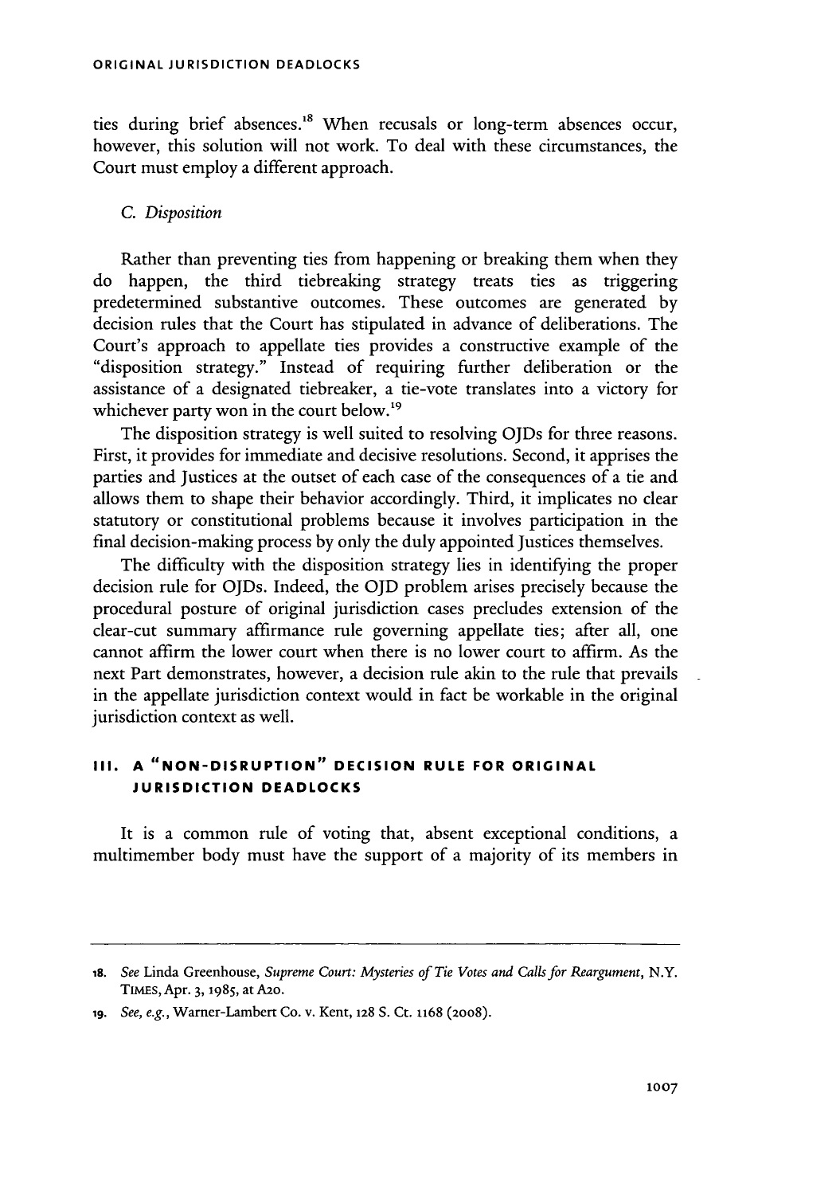ties during brief absences.[18] When recusals or long-term absences occur, however, this solution will not work. To deal with these circumstances, the Court must employ a different approach.

### C. *Disposition*

Rather than preventing ties from happening or breaking them when they do happen, the third tiebreaking strategy treats ties as triggering predetermined substantive outcomes. These outcomes are generated by decision rules that the Court has stipulated in advance of deliberations. The Court's approach to appellate ties provides a constructive example of the "disposition strategy." Instead of requiring further deliberation or the assistance of a designated tiebreaker, a tie-vote translates into a victory for whichever party won in the court below.[19]

The disposition strategy is well suited to resolving OJDs for three reasons. First, it provides for immediate and decisive resolutions. Second, it apprises the parties and Justices at the outset of each case of the consequences of a tie and allows them to shape their behavior accordingly. Third, it implicates no clear statutory or constitutional problems because it involves participation in the final decision-making process by only the duly appointed Justices themselves.

The difficulty with the disposition strategy lies in identifying the proper decision rule for OJDs. Indeed, the OJD problem arises precisely because the procedural posture of original jurisdiction cases precludes extension of the clear-cut summary affirmance rule governing appellate ties; after all, one cannot affirm the lower court when there is no lower court to affirm. As the next Part demonstrates, however, a decision rule akin to the rule that prevails in the appellate jurisdiction context would in fact be workable in the original jurisdiction context as well.

## III. A "NON-DISRUPTION" DECISION RULE FOR ORIGINAL JURISDICTION DEADLOCKS

It is a common rule of voting that, absent exceptional conditions, a multimember body must have the support of a majority of its members in

---

18. *See* Linda Greenhouse, *Supreme Court: Mysteries of Tie Votes and Calls for Reargument*, N.Y. TIMES, Apr. 3, 1985, at A20.

19. *See, e.g.*, Warner-Lambert Co. v. Kent, 128 S. Ct. 1168 (2008).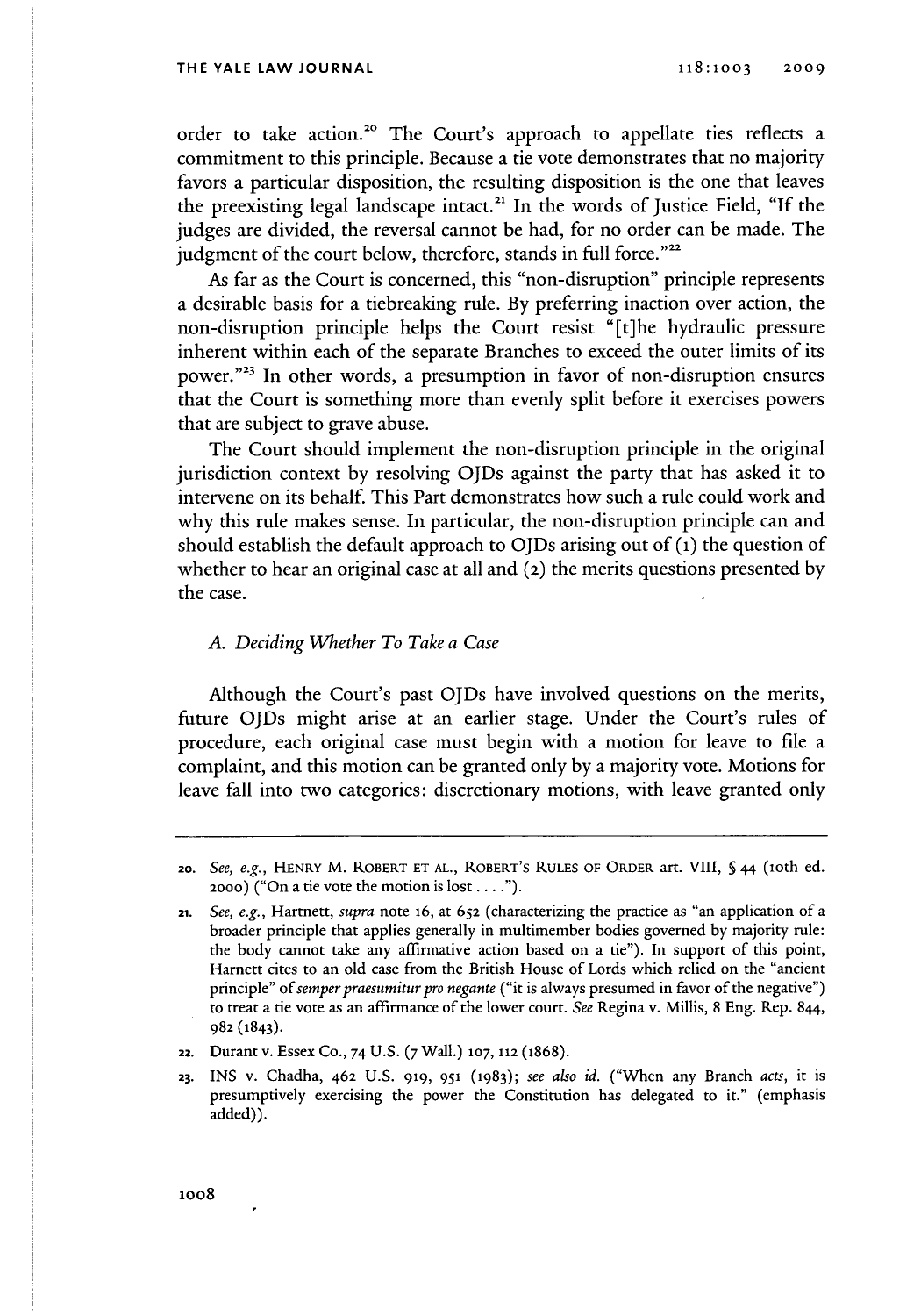order to take action.[20] The Court's approach to appellate ties reflects a commitment to this principle. Because a tie vote demonstrates that no majority favors a particular disposition, the resulting disposition is the one that leaves the preexisting legal landscape intact.[21] In the words of Justice Field, "If the judges are divided, the reversal cannot be had, for no order can be made. The judgment of the court below, therefore, stands in full force."[22]

As far as the Court is concerned, this "non-disruption" principle represents a desirable basis for a tiebreaking rule. By preferring inaction over action, the non-disruption principle helps the Court resist "[t]he hydraulic pressure inherent within each of the separate Branches to exceed the outer limits of its power."[23] In other words, a presumption in favor of non-disruption ensures that the Court is something more than evenly split before it exercises powers that are subject to grave abuse.

The Court should implement the non-disruption principle in the original jurisdiction context by resolving OJDs against the party that has asked it to intervene on its behalf. This Part demonstrates how such a rule could work and why this rule makes sense. In particular, the non-disruption principle can and should establish the default approach to OJDs arising out of (1) the question of whether to hear an original case at all and (2) the merits questions presented by the case.

### A. *Deciding Whether To Take a Case*

Although the Court's past OJDs have involved questions on the merits, future OJDs might arise at an earlier stage. Under the Court's rules of procedure, each original case must begin with a motion for leave to file a complaint, and this motion can be granted only by a majority vote. Motions for leave fall into two categories: discretionary motions, with leave granted only

---

20. *See, e.g.*, HENRY M. ROBERT ET AL., ROBERT'S RULES OF ORDER art. VIII, § 44 (10th ed. 2000) ("On a tie vote the motion is lost . . . .").

21. *See, e.g.*, Hartnett, *supra* note 16, at 652 (characterizing the practice as "an application of a broader principle that applies generally in multimember bodies governed by majority rule: the body cannot take any affirmative action based on a tie"). In support of this point, Harnett cites to an old case from the British House of Lords which relied on the "ancient principle" of *semper praesumitur pro negante* ("it is always presumed in favor of the negative") to treat a tie vote as an affirmance of the lower court. *See* Regina v. Millis, 8 Eng. Rep. 844, 982 (1843).

22. Durant v. Essex Co., 74 U.S. (7 Wall.) 107, 112 (1868).

23. INS v. Chadha, 462 U.S. 919, 951 (1983); *see also id.* ("When any Branch *acts*, it is presumptively exercising the power the Constitution has delegated to it." (emphasis added)).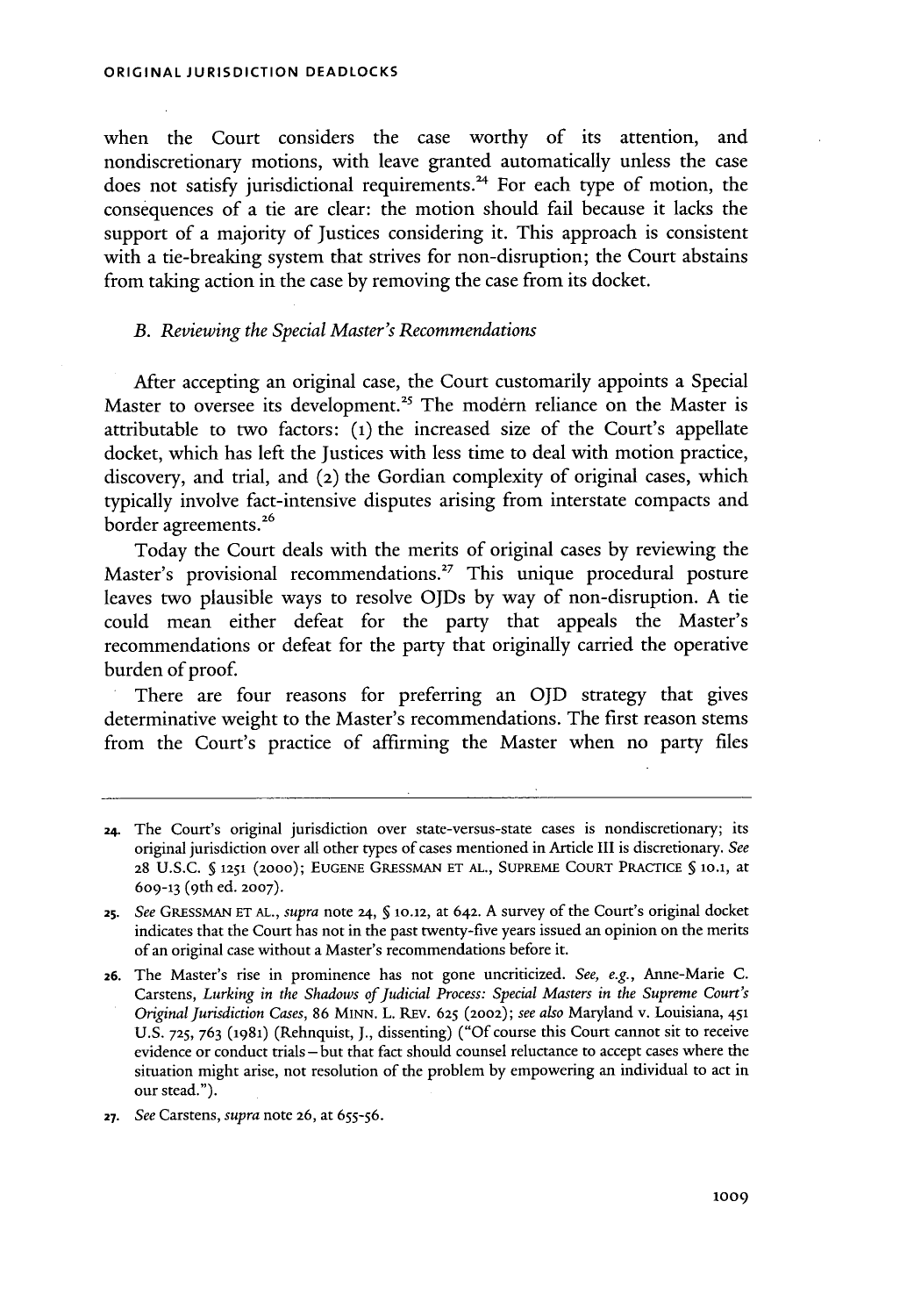when the Court considers the case worthy of its attention, and nondiscretionary motions, with leave granted automatically unless the case does not satisfy jurisdictional requirements.[24] For each type of motion, the consequences of a tie are clear: the motion should fail because it lacks the support of a majority of Justices considering it. This approach is consistent with a tie-breaking system that strives for non-disruption; the Court abstains from taking action in the case by removing the case from its docket.

### *B. Reviewing the Special Master's Recommendations*

After accepting an original case, the Court customarily appoints a Special Master to oversee its development.[25] The modern reliance on the Master is attributable to two factors: (1) the increased size of the Court's appellate docket, which has left the Justices with less time to deal with motion practice, discovery, and trial, and (2) the Gordian complexity of original cases, which typically involve fact-intensive disputes arising from interstate compacts and border agreements.[26]

Today the Court deals with the merits of original cases by reviewing the Master's provisional recommendations.[27] This unique procedural posture leaves two plausible ways to resolve OJDs by way of non-disruption. A tie could mean either defeat for the party that appeals the Master's recommendations or defeat for the party that originally carried the operative burden of proof.

There are four reasons for preferring an OJD strategy that gives determinative weight to the Master's recommendations. The first reason stems from the Court's practice of affirming the Master when no party files

---

24. The Court's original jurisdiction over state-versus-state cases is nondiscretionary; its original jurisdiction over all other types of cases mentioned in Article III is discretionary. *See* 28 U.S.C. § 1251 (2000); EUGENE GRESSMAN ET AL., SUPREME COURT PRACTICE § 10.1, at 609-13 (9th ed. 2007).

25. *See* GRESSMAN ET AL., *supra* note 24, § 10.12, at 642. A survey of the Court's original docket indicates that the Court has not in the past twenty-five years issued an opinion on the merits of an original case without a Master's recommendations before it.

26. The Master's rise in prominence has not gone uncriticized. *See, e.g.*, Anne-Marie C. Carstens, *Lurking in the Shadows of Judicial Process: Special Masters in the Supreme Court's Original Jurisdiction Cases*, 86 MINN. L. REV. 625 (2002); *see also* Maryland v. Louisiana, 451 U.S. 725, 763 (1981) (Rehnquist, J., dissenting) ("Of course this Court cannot sit to receive evidence or conduct trials—but that fact should counsel reluctance to accept cases where the situation might arise, not resolution of the problem by empowering an individual to act in our stead.").

27. *See* Carstens, *supra* note 26, at 655-56.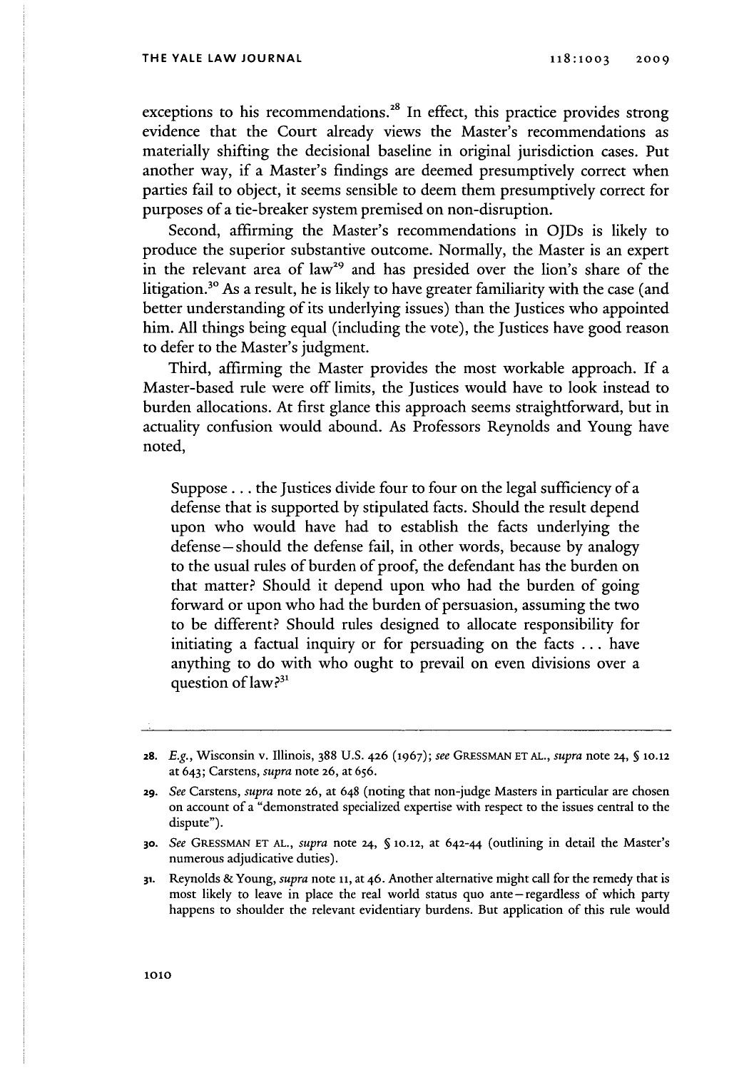exceptions to his recommendations.[28] In effect, this practice provides strong evidence that the Court already views the Master's recommendations as materially shifting the decisional baseline in original jurisdiction cases. Put another way, if a Master's findings are deemed presumptively correct when parties fail to object, it seems sensible to deem them presumptively correct for purposes of a tie-breaker system premised on non-disruption.

Second, affirming the Master's recommendations in OJDs is likely to produce the superior substantive outcome. Normally, the Master is an expert in the relevant area of law[29] and has presided over the lion's share of the litigation.[30] As a result, he is likely to have greater familiarity with the case (and better understanding of its underlying issues) than the Justices who appointed him. All things being equal (including the vote), the Justices have good reason to defer to the Master's judgment.

Third, affirming the Master provides the most workable approach. If a Master-based rule were off limits, the Justices would have to look instead to burden allocations. At first glance this approach seems straightforward, but in actuality confusion would abound. As Professors Reynolds and Young have noted,

> Suppose . . . the Justices divide four to four on the legal sufficiency of a defense that is supported by stipulated facts. Should the result depend upon who would have had to establish the facts underlying the defense—should the defense fail, in other words, because by analogy to the usual rules of burden of proof, the defendant has the burden on that matter? Should it depend upon who had the burden of going forward or upon who had the burden of persuasion, assuming the two to be different? Should rules designed to allocate responsibility for initiating a factual inquiry or for persuading on the facts . . . have anything to do with who ought to prevail on even divisions over a question of law?[31]

---

28. *E.g.*, Wisconsin v. Illinois, 388 U.S. 426 (1967); *see* GRESSMAN ET AL., *supra* note 24, § 10.12 at 643; Carstens, *supra* note 26, at 656.

29. *See* Carstens, *supra* note 26, at 648 (noting that non-judge Masters in particular are chosen on account of a "demonstrated specialized expertise with respect to the issues central to the dispute").

30. *See* GRESSMAN ET AL., *supra* note 24, § 10.12, at 642-44 (outlining in detail the Master's numerous adjudicative duties).

31. Reynolds & Young, *supra* note 11, at 46. Another alternative might call for the remedy that is most likely to leave in place the real world status quo ante—regardless of which party happens to shoulder the relevant evidentiary burdens. But application of this rule would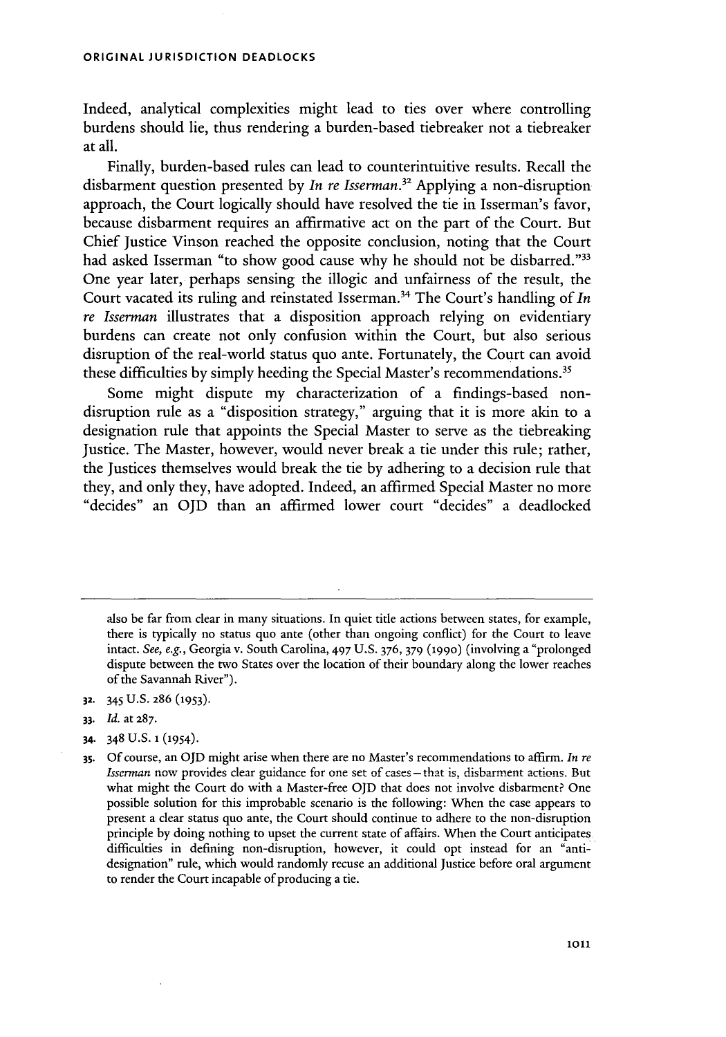Indeed, analytical complexities might lead to ties over where controlling burdens should lie, thus rendering a burden-based tiebreaker not a tiebreaker at all.

Finally, burden-based rules can lead to counterintuitive results. Recall the disbarment question presented by *In re Isserman*.[32] Applying a non-disruption approach, the Court logically should have resolved the tie in Isserman's favor, because disbarment requires an affirmative act on the part of the Court. But Chief Justice Vinson reached the opposite conclusion, noting that the Court had asked Isserman "to show good cause why he should not be disbarred."[33] One year later, perhaps sensing the illogic and unfairness of the result, the Court vacated its ruling and reinstated Isserman.[34] The Court's handling of *In re Isserman* illustrates that a disposition approach relying on evidentiary burdens can create not only confusion within the Court, but also serious disruption of the real-world status quo ante. Fortunately, the Court can avoid these difficulties by simply heeding the Special Master's recommendations.[35]

Some might dispute my characterization of a findings-based non-disruption rule as a "disposition strategy," arguing that it is more akin to a designation rule that appoints the Special Master to serve as the tiebreaking Justice. The Master, however, would never break a tie under this rule; rather, the Justices themselves would break the tie by adhering to a decision rule that they, and only they, have adopted. Indeed, an affirmed Special Master no more "decides" an OJD than an affirmed lower court "decides" a deadlocked

---

also be far from clear in many situations. In quiet title actions between states, for example, there is typically no status quo ante (other than ongoing conflict) for the Court to leave intact. *See, e.g.*, Georgia v. South Carolina, 497 U.S. 376, 379 (1990) (involving a "prolonged dispute between the two States over the location of their boundary along the lower reaches of the Savannah River").

32. 345 U.S. 286 (1953).

33. *Id.* at 287.

34. 348 U.S. 1 (1954).

35. Of course, an OJD might arise when there are no Master's recommendations to affirm. *In re Isserman* now provides clear guidance for one set of cases—that is, disbarment actions. But what might the Court do with a Master-free OJD that does not involve disbarment? One possible solution for this improbable scenario is the following: When the case appears to present a clear status quo ante, the Court should continue to adhere to the non-disruption principle by doing nothing to upset the current state of affairs. When the Court anticipates difficulties in defining non-disruption, however, it could opt instead for an "anti-designation" rule, which would randomly recuse an additional Justice before oral argument to render the Court incapable of producing a tie.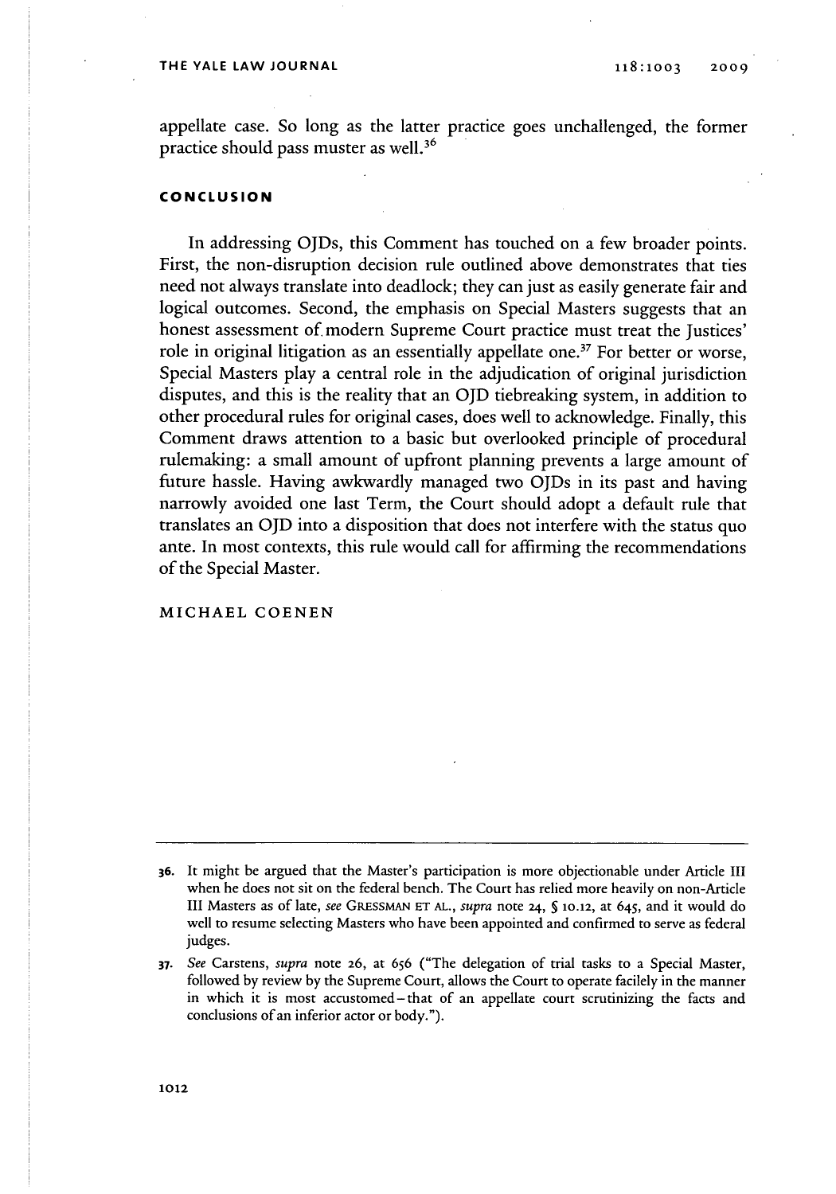appellate case. So long as the latter practice goes unchallenged, the former practice should pass muster as well.[36]

## CONCLUSION

In addressing OJDs, this Comment has touched on a few broader points. First, the non-disruption decision rule outlined above demonstrates that ties need not always translate into deadlock; they can just as easily generate fair and logical outcomes. Second, the emphasis on Special Masters suggests that an honest assessment of modern Supreme Court practice must treat the Justices' role in original litigation as an essentially appellate one.[37] For better or worse, Special Masters play a central role in the adjudication of original jurisdiction disputes, and this is the reality that an OJD tiebreaking system, in addition to other procedural rules for original cases, does well to acknowledge. Finally, this Comment draws attention to a basic but overlooked principle of procedural rulemaking: a small amount of upfront planning prevents a large amount of future hassle. Having awkwardly managed two OJDs in its past and having narrowly avoided one last Term, the Court should adopt a default rule that translates an OJD into a disposition that does not interfere with the status quo ante. In most contexts, this rule would call for affirming the recommendations of the Special Master.

MICHAEL COENEN

---

36. It might be argued that the Master's participation is more objectionable under Article III when he does not sit on the federal bench. The Court has relied more heavily on non-Article III Masters as of late, *see* GRESSMAN ET AL., *supra* note 24, § 10.12, at 645, and it would do well to resume selecting Masters who have been appointed and confirmed to serve as federal judges.

37. *See* Carstens, *supra* note 26, at 656 ("The delegation of trial tasks to a Special Master, followed by review by the Supreme Court, allows the Court to operate facilely in the manner in which it is most accustomed – that of an appellate court scrutinizing the facts and conclusions of an inferior actor or body.").